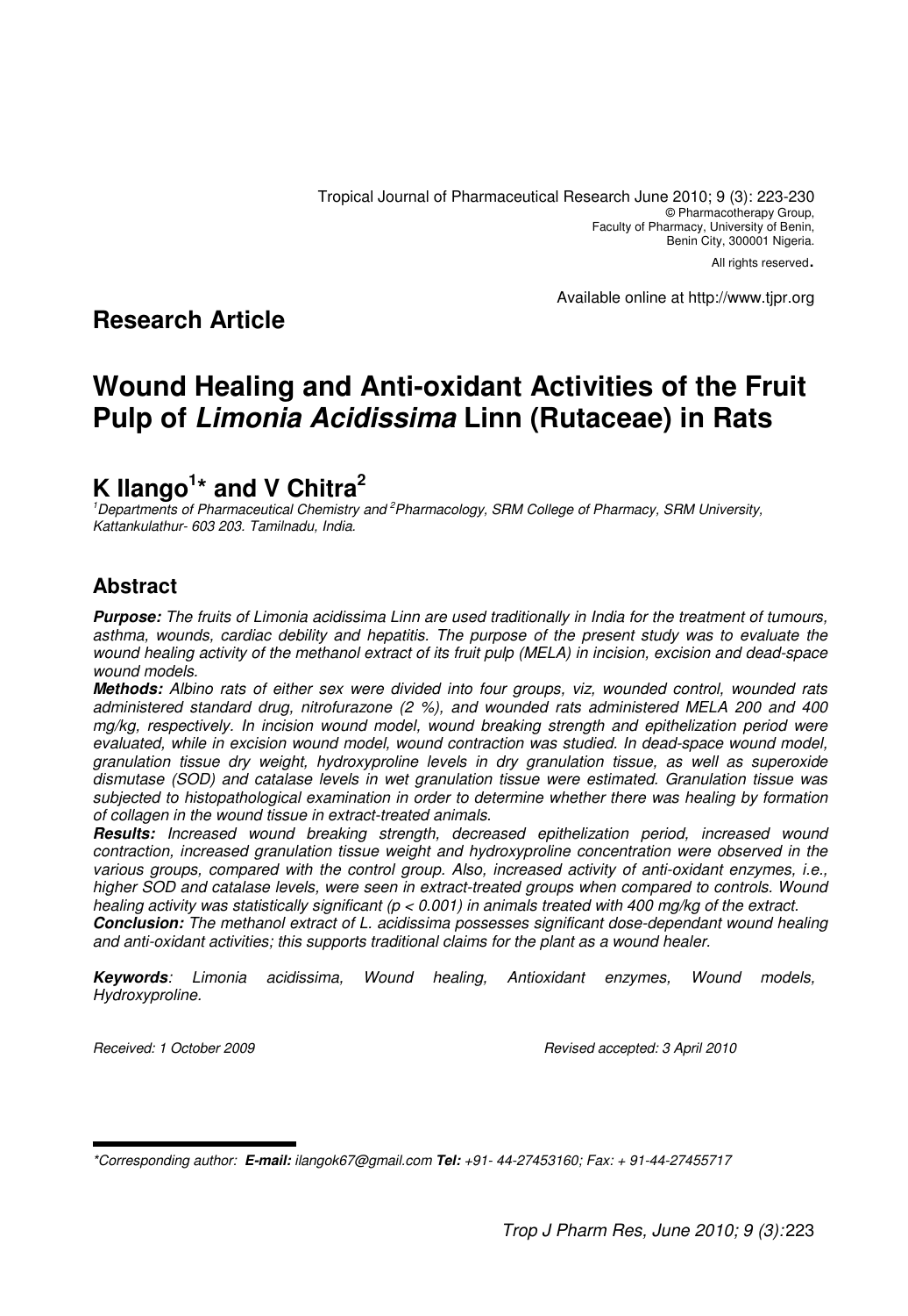Tropical Journal of Pharmaceutical Research June 2010; 9 (3): 223-230
© Pharmacotherapy Group,
Faculty of Pharmacy, University of Benin,
Benin City, 300001 Nigeria.
All rights reserved.

Available online at http://www.tjpr.org

## Research Article

# Wound Healing and Anti-oxidant Activities of the Fruit Pulp of *Limonia Acidissima* Linn (Rutaceae) in Rats

## K Ilango[1]* and V Chitra[2]

[1]Departments of Pharmaceutical Chemistry and [2]Pharmacology, SRM College of Pharmacy, SRM University, Kattankulathur- 603 203. Tamilnadu, India.

## Abstract

***Purpose:*** *The fruits of Limonia acidissima Linn are used traditionally in India for the treatment of tumours, asthma, wounds, cardiac debility and hepatitis. The purpose of the present study was to evaluate the wound healing activity of the methanol extract of its fruit pulp (MELA) in incision, excision and dead-space wound models.*

***Methods:*** *Albino rats of either sex were divided into four groups, viz, wounded control, wounded rats administered standard drug, nitrofurazone (2 %), and wounded rats administered MELA 200 and 400 mg/kg, respectively. In incision wound model, wound breaking strength and epithelization period were evaluated, while in excision wound model, wound contraction was studied. In dead-space wound model, granulation tissue dry weight, hydroxyproline levels in dry granulation tissue, as well as superoxide dismutase (SOD) and catalase levels in wet granulation tissue were estimated. Granulation tissue was subjected to histopathological examination in order to determine whether there was healing by formation of collagen in the wound tissue in extract-treated animals.*

***Results:*** *Increased wound breaking strength, decreased epithelization period, increased wound contraction, increased granulation tissue weight and hydroxyproline concentration were observed in the various groups, compared with the control group. Also, increased activity of anti-oxidant enzymes, i.e., higher SOD and catalase levels, were seen in extract-treated groups when compared to controls. Wound healing activity was statistically significant ($p < 0.001$) in animals treated with 400 mg/kg of the extract.*

***Conclusion:*** *The methanol extract of L. acidissima possesses significant dose-dependant wound healing and anti-oxidant activities; this supports traditional claims for the plant as a wound healer.*

***Keywords***: *Limonia acidissima, Wound healing, Antioxidant enzymes, Wound models, Hydroxyproline.*

*Received: 1 October 2009* *Revised accepted: 3 April 2010*

*\*Corresponding author:* ***E-mail:*** *ilangok67@gmail.com* ***Tel:*** *+91- 44-27453160; Fax: + 91-44-27455717*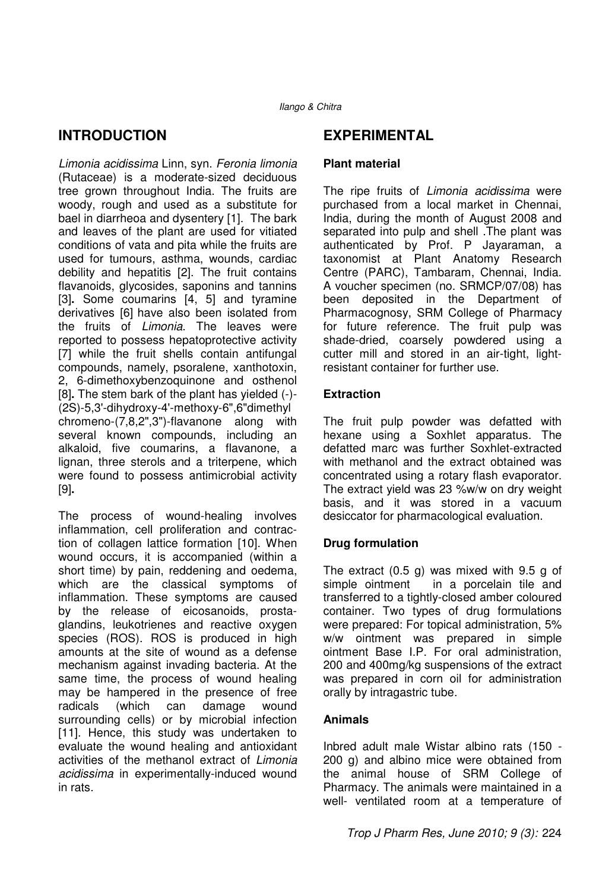## INTRODUCTION

*Limonia acidissima* Linn, syn. *Feronia limonia* (Rutaceae) is a moderate-sized deciduous tree grown throughout India. The fruits are woody, rough and used as a substitute for bael in diarrheoa and dysentery [1]. The bark and leaves of the plant are used for vitiated conditions of vata and pita while the fruits are used for tumours, asthma, wounds, cardiac debility and hepatitis [2]. The fruit contains flavanoids, glycosides, saponins and tannins [3]**.** Some coumarins [4, 5] and tyramine derivatives [6] have also been isolated from the fruits of *Limonia*. The leaves were reported to possess hepatoprotective activity [7] while the fruit shells contain antifungal compounds, namely, psoralene, xanthotoxin, 2, 6-dimethoxybenzoquinone and osthenol [8]**.** The stem bark of the plant has yielded (-)-(2S)-5,3'-dihydroxy-4'-methoxy-6",6"dimethyl chromeno-(7,8,2",3")-flavanone along with several known compounds, including an alkaloid, five coumarins, a flavanone, a lignan, three sterols and a triterpene, which were found to possess antimicrobial activity [9]**.**

The process of wound-healing involves inflammation, cell proliferation and contraction of collagen lattice formation [10]. When wound occurs, it is accompanied (within a short time) by pain, reddening and oedema, which are the classical symptoms of inflammation. These symptoms are caused by the release of eicosanoids, prostaglandins, leukotrienes and reactive oxygen species (ROS). ROS is produced in high amounts at the site of wound as a defense mechanism against invading bacteria. At the same time, the process of wound healing may be hampered in the presence of free radicals (which can damage wound surrounding cells) or by microbial infection [11]. Hence, this study was undertaken to evaluate the wound healing and antioxidant activities of the methanol extract of *Limonia acidissima* in experimentally-induced wound in rats.

## EXPERIMENTAL

### Plant material

The ripe fruits of *Limonia acidissima* were purchased from a local market in Chennai, India, during the month of August 2008 and separated into pulp and shell .The plant was authenticated by Prof. P Jayaraman, a taxonomist at Plant Anatomy Research Centre (PARC), Tambaram, Chennai, India. A voucher specimen (no. SRMCP/07/08) has been deposited in the Department of Pharmacognosy, SRM College of Pharmacy for future reference. The fruit pulp was shade-dried, coarsely powdered using a cutter mill and stored in an air-tight, light-resistant container for further use.

### Extraction

The fruit pulp powder was defatted with hexane using a Soxhlet apparatus. The defatted marc was further Soxhlet-extracted with methanol and the extract obtained was concentrated using a rotary flash evaporator. The extract yield was 23 %w/w on dry weight basis, and it was stored in a vacuum desiccator for pharmacological evaluation.

### Drug formulation

The extract (0.5 g) was mixed with 9.5 g of simple ointment in a porcelain tile and transferred to a tightly-closed amber coloured container. Two types of drug formulations were prepared: For topical administration, 5% w/w ointment was prepared in simple ointment Base I.P. For oral administration, 200 and 400mg/kg suspensions of the extract was prepared in corn oil for administration orally by intragastric tube.

### Animals

Inbred adult male Wistar albino rats (150 - 200 g) and albino mice were obtained from the animal house of SRM College of Pharmacy. The animals were maintained in a well- ventilated room at a temperature of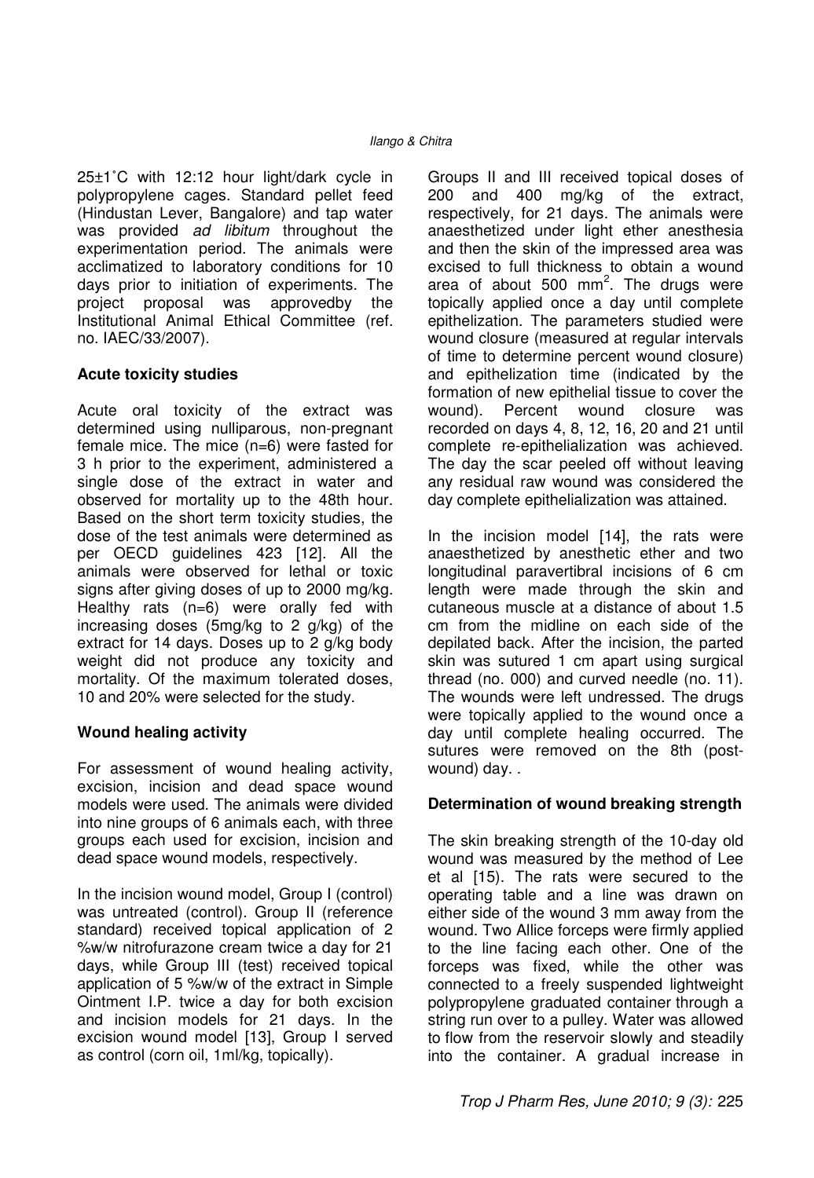25±1˚C with 12:12 hour light/dark cycle in polypropylene cages. Standard pellet feed (Hindustan Lever, Bangalore) and tap water was provided *ad libitum* throughout the experimentation period. The animals were acclimatized to laboratory conditions for 10 days prior to initiation of experiments. The project proposal was approvedby the Institutional Animal Ethical Committee (ref. no. IAEC/33/2007).

**Acute toxicity studies**

Acute oral toxicity of the extract was determined using nulliparous, non-pregnant female mice. The mice (n=6) were fasted for 3 h prior to the experiment, administered a single dose of the extract in water and observed for mortality up to the 48th hour. Based on the short term toxicity studies, the dose of the test animals were determined as per OECD guidelines 423 [12]. All the animals were observed for lethal or toxic signs after giving doses of up to 2000 mg/kg. Healthy rats (n=6) were orally fed with increasing doses (5mg/kg to 2 g/kg) of the extract for 14 days. Doses up to 2 g/kg body weight did not produce any toxicity and mortality. Of the maximum tolerated doses, 10 and 20% were selected for the study.

**Wound healing activity**

For assessment of wound healing activity, excision, incision and dead space wound models were used. The animals were divided into nine groups of 6 animals each, with three groups each used for excision, incision and dead space wound models, respectively.

In the incision wound model, Group I (control) was untreated (control). Group II (reference standard) received topical application of 2 %w/w nitrofurazone cream twice a day for 21 days, while Group III (test) received topical application of 5 %w/w of the extract in Simple Ointment I.P. twice a day for both excision and incision models for 21 days. In the excision wound model [13], Group I served as control (corn oil, 1ml/kg, topically).

Groups II and III received topical doses of 200 and 400 mg/kg of the extract, respectively, for 21 days. The animals were anaesthetized under light ether anesthesia and then the skin of the impressed area was excised to full thickness to obtain a wound area of about 500 mm$^2$. The drugs were topically applied once a day until complete epithelization. The parameters studied were wound closure (measured at regular intervals of time to determine percent wound closure) and epithelization time (indicated by the formation of new epithelial tissue to cover the wound). Percent wound closure was recorded on days 4, 8, 12, 16, 20 and 21 until complete re-epithelialization was achieved. The day the scar peeled off without leaving any residual raw wound was considered the day complete epithelialization was attained.

In the incision model [14], the rats were anaesthetized by anesthetic ether and two longitudinal paravertibral incisions of 6 cm length were made through the skin and cutaneous muscle at a distance of about 1.5 cm from the midline on each side of the depilated back. After the incision, the parted skin was sutured 1 cm apart using surgical thread (no. 000) and curved needle (no. 11). The wounds were left undressed. The drugs were topically applied to the wound once a day until complete healing occurred. The sutures were removed on the 8th (post-wound) day. .

**Determination of wound breaking strength**

The skin breaking strength of the 10-day old wound was measured by the method of Lee et al [15]. The rats were secured to the operating table and a line was drawn on either side of the wound 3 mm away from the wound. Two Allice forceps were firmly applied to the line facing each other. One of the forceps was fixed, while the other was connected to a freely suspended lightweight polypropylene graduated container through a string run over to a pulley. Water was allowed to flow from the reservoir slowly and steadily into the container. A gradual increase in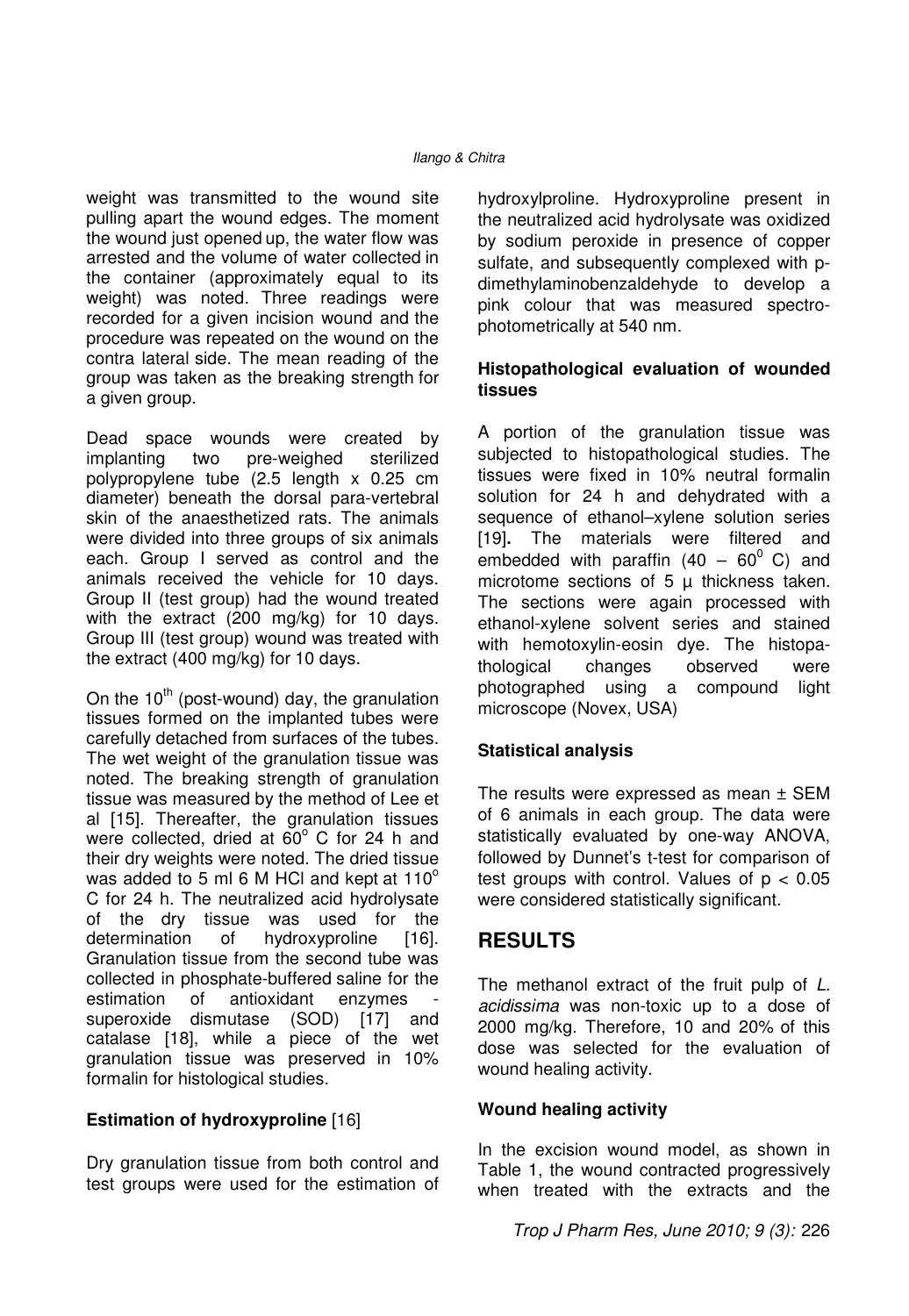weight was transmitted to the wound site pulling apart the wound edges. The moment the wound just opened up, the water flow was arrested and the volume of water collected in the container (approximately equal to its weight) was noted. Three readings were recorded for a given incision wound and the procedure was repeated on the wound on the contra lateral side. The mean reading of the group was taken as the breaking strength for a given group.

Dead space wounds were created by implanting two pre-weighed sterilized polypropylene tube (2.5 length x 0.25 cm diameter) beneath the dorsal para-vertebral skin of the anaesthetized rats. The animals were divided into three groups of six animals each. Group I served as control and the animals received the vehicle for 10 days. Group II (test group) had the wound treated with the extract (200 mg/kg) for 10 days. Group III (test group) wound was treated with the extract (400 mg/kg) for 10 days.

On the 10$^{th}$ (post-wound) day, the granulation tissues formed on the implanted tubes were carefully detached from surfaces of the tubes. The wet weight of the granulation tissue was noted. The breaking strength of granulation tissue was measured by the method of Lee et al [15]. Thereafter, the granulation tissues were collected, dried at 60$^{o}$ C for 24 h and their dry weights were noted. The dried tissue was added to 5 ml 6 M HCl and kept at 110$^{o}$ C for 24 h. The neutralized acid hydrolysate of the dry tissue was used for the determination of hydroxyproline [16]. Granulation tissue from the second tube was collected in phosphate-buffered saline for the estimation of antioxidant enzymes - superoxide dismutase (SOD) [17] and catalase [18], while a piece of the wet granulation tissue was preserved in 10% formalin for histological studies.

**Estimation of hydroxyproline** [16]

Dry granulation tissue from both control and test groups were used for the estimation of hydroxylproline. Hydroxyproline present in the neutralized acid hydrolysate was oxidized by sodium peroxide in presence of copper sulfate, and subsequently complexed with p-dimethylaminobenzaldehyde to develop a pink colour that was measured spectrophotometrically at 540 nm.

**Histopathological evaluation of wounded tissues**

A portion of the granulation tissue was subjected to histopathological studies. The tissues were fixed in 10% neutral formalin solution for 24 h and dehydrated with a sequence of ethanol–xylene solution series [19]**.** The materials were filtered and embedded with paraffin (40 – 60$^{0}$ C) and microtome sections of 5 µ thickness taken. The sections were again processed with ethanol-xylene solvent series and stained with hemotoxylin-eosin dye. The histopathological changes observed were photographed using a compound light microscope (Novex, USA)

**Statistical analysis**

The results were expressed as mean ± SEM of 6 animals in each group. The data were statistically evaluated by one-way ANOVA, followed by Dunnet's t-test for comparison of test groups with control. Values of $p < 0.05$ were considered statistically significant.

# RESULTS

The methanol extract of the fruit pulp of *L. acidissima* was non-toxic up to a dose of 2000 mg/kg. Therefore, 10 and 20% of this dose was selected for the evaluation of wound healing activity.

**Wound healing activity**

In the excision wound model, as shown in Table 1, the wound contracted progressively when treated with the extracts and the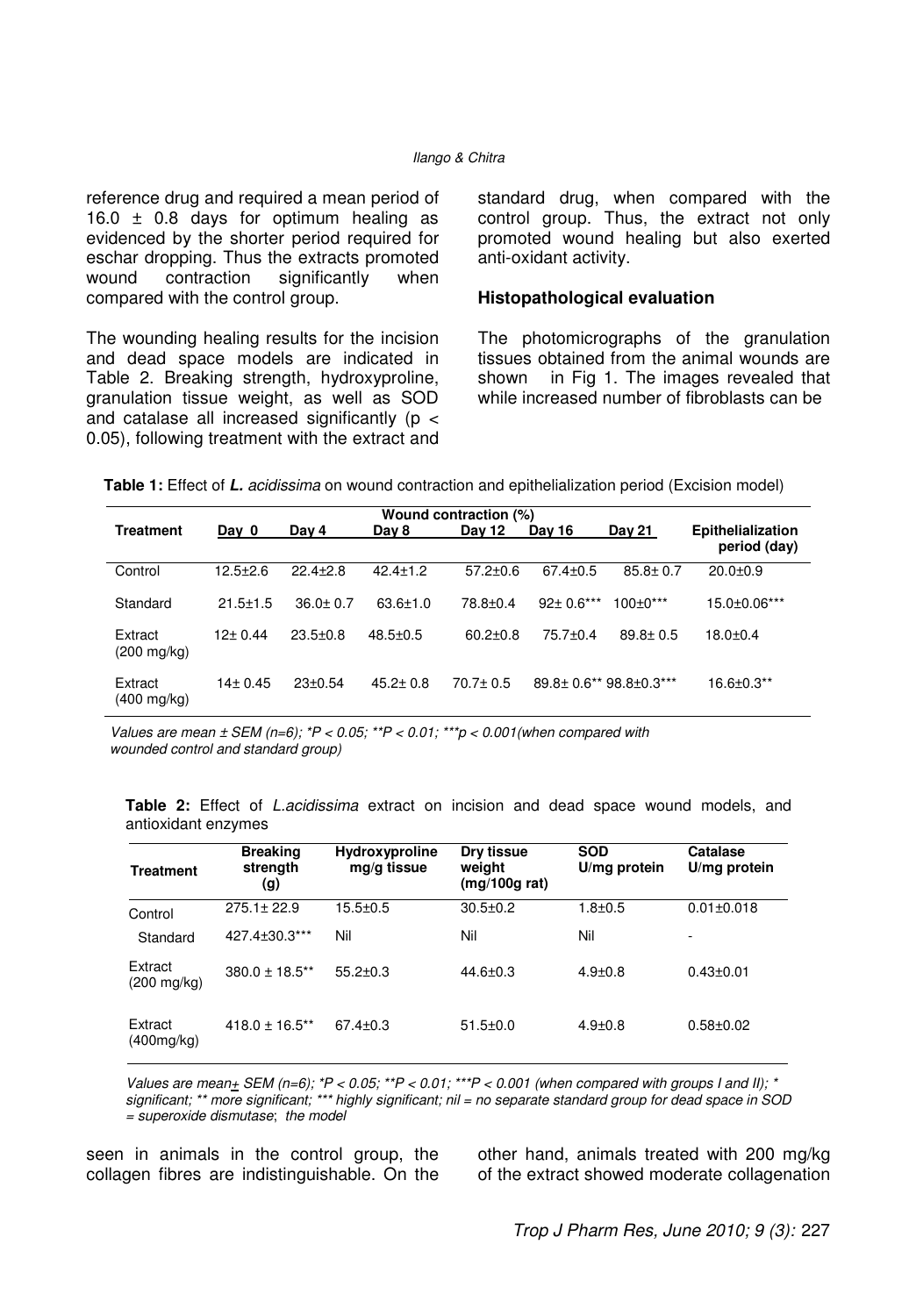reference drug and required a mean period of 16.0 ± 0.8 days for optimum healing as evidenced by the shorter period required for eschar dropping. Thus the extracts promoted wound contraction significantly when compared with the control group.

The wounding healing results for the incision and dead space models are indicated in Table 2. Breaking strength, hydroxyproline, granulation tissue weight, as well as SOD and catalase all increased significantly ($p < 0.05$), following treatment with the extract and standard drug, when compared with the control group. Thus, the extract not only promoted wound healing but also exerted anti-oxidant activity.

### Histopathological evaluation

The photomicrographs of the granulation tissues obtained from the animal wounds are shown in Fig 1. The images revealed that while increased number of fibroblasts can be seen in animals in the control group, the collagen fibres are indistinguishable. On the other hand, animals treated with 200 mg/kg of the extract showed moderate collagenation

**Table 1:** Effect of ***L.*** *acidissima* on wound contraction and epithelialization period (Excision model)

| Treatment | Wound contraction (%) Day 0 | Day 4 | Day 8 | Day 12 | Day 16 | Day 21 | Epithelialization period (day) |
|---|---|---|---|---|---|---|---|
| Control | 12.5±2.6 | 22.4±2.8 | 42.4±1.2 | 57.2±0.6 | 67.4±0.5 | 85.8± 0.7 | 20.0±0.9 |
| Standard | 21.5±1.5 | 36.0± 0.7 | 63.6±1.0 | 78.8±0.4 | 92± 0.6*** | 100±0*** | 15.0±0.06*** |
| Extract (200 mg/kg) | 12± 0.44 | 23.5±0.8 | 48.5±0.5 | 60.2±0.8 | 75.7±0.4 | 89.8± 0.5 | 18.0±0.4 |
| Extract (400 mg/kg) | 14± 0.45 | 23±0.54 | 45.2± 0.8 | 70.7± 0.5 | 89.8± 0.6** | 98.8±0.3*** | 16.6±0.3** |

*Values are mean ± SEM (n=6); *P < 0.05; **P < 0.01; ***p < 0.001(when compared with wounded control and standard group)*

**Table 2:** Effect of *L.acidissima* extract on incision and dead space wound models, and antioxidant enzymes

| Treatment | Breaking strength (g) | Hydroxyproline mg/g tissue | Dry tissue weight (mg/100g rat) | SOD U/mg protein | Catalase U/mg protein |
|---|---|---|---|---|---|
| Control | 275.1± 22.9 | 15.5±0.5 | 30.5±0.2 | 1.8±0.5 | 0.01±0.018 |
| Standard | 427.4±30.3*** | Nil | Nil | Nil | - |
| Extract (200 mg/kg) | 380.0 ± 18.5** | 55.2±0.3 | 44.6±0.3 | 4.9±0.8 | 0.43±0.01 |
| Extract (400mg/kg) | 418.0 ± 16.5** | 67.4±0.3 | 51.5±0.0 | 4.9±0.8 | 0.58±0.02 |

*Values are mean± SEM (n=6); *P < 0.05; **P < 0.01; ***P < 0.001 (when compared with groups I and II); * significant; ** more significant; *** highly significant; nil = no separate standard group for dead space in SOD = superoxide dismutase; the model*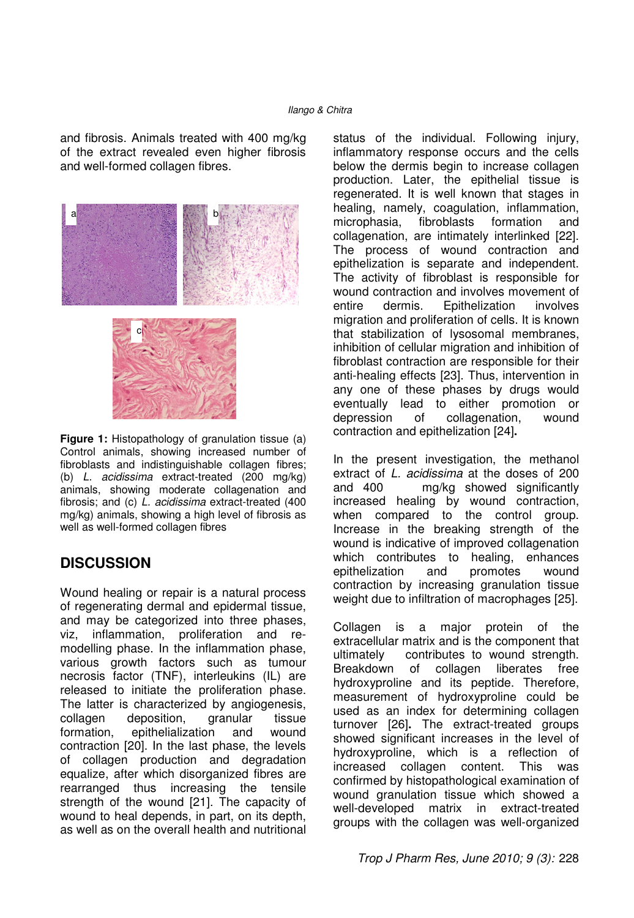and fibrosis. Animals treated with 400 mg/kg of the extract revealed even higher fibrosis and well-formed collagen fibres.

**Figure 1:** Histopathology of granulation tissue (a) Control animals, showing increased number of fibroblasts and indistinguishable collagen fibres; (b) *L. acidissima* extract-treated (200 mg/kg) animals, showing moderate collagenation and fibrosis; and (c) *L. acidissima* extract-treated (400 mg/kg) animals, showing a high level of fibrosis as well as well-formed collagen fibres

## DISCUSSION

Wound healing or repair is a natural process of regenerating dermal and epidermal tissue, and may be categorized into three phases, viz, inflammation, proliferation and re-modelling phase. In the inflammation phase, various growth factors such as tumour necrosis factor (TNF), interleukins (IL) are released to initiate the proliferation phase. The latter is characterized by angiogenesis, collagen deposition, granular tissue formation, epithelialization and wound contraction [20]. In the last phase, the levels of collagen production and degradation equalize, after which disorganized fibres are rearranged thus increasing the tensile strength of the wound [21]. The capacity of wound to heal depends, in part, on its depth, as well as on the overall health and nutritional status of the individual. Following injury, inflammatory response occurs and the cells below the dermis begin to increase collagen production. Later, the epithelial tissue is regenerated. It is well known that stages in healing, namely, coagulation, inflammation, microphasia, fibroblasts formation and collagenation, are intimately interlinked [22]. The process of wound contraction and epithelization is separate and independent. The activity of fibroblast is responsible for wound contraction and involves movement of entire dermis. Epithelization involves migration and proliferation of cells. It is known that stabilization of lysosomal membranes, inhibition of cellular migration and inhibition of fibroblast contraction are responsible for their anti-healing effects [23]. Thus, intervention in any one of these phases by drugs would eventually lead to either promotion or depression of collagenation, wound contraction and epithelization [24]**.**

In the present investigation, the methanol extract of *L. acidissima* at the doses of 200 and 400 mg/kg showed significantly increased healing by wound contraction, when compared to the control group. Increase in the breaking strength of the wound is indicative of improved collagenation which contributes to healing, enhances epithelization and promotes wound contraction by increasing granulation tissue weight due to infiltration of macrophages [25].

Collagen is a major protein of the extracellular matrix and is the component that ultimately contributes to wound strength. Breakdown of collagen liberates free hydroxyproline and its peptide. Therefore, measurement of hydroxyproline could be used as an index for determining collagen turnover [26]**.** The extract-treated groups showed significant increases in the level of hydroxyproline, which is a reflection of increased collagen content. This was confirmed by histopathological examination of wound granulation tissue which showed a well-developed matrix in extract-treated groups with the collagen was well-organized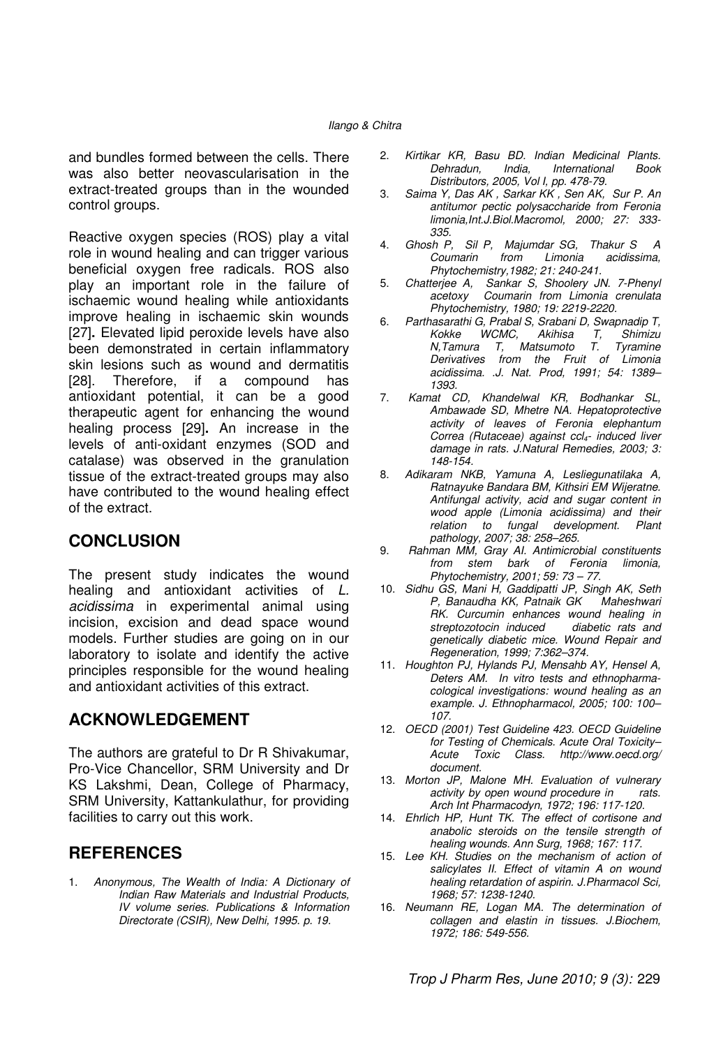and bundles formed between the cells. There was also better neovascularisation in the extract-treated groups than in the wounded control groups.

Reactive oxygen species (ROS) play a vital role in wound healing and can trigger various beneficial oxygen free radicals. ROS also play an important role in the failure of ischaemic wound healing while antioxidants improve healing in ischaemic skin wounds [27]. Elevated lipid peroxide levels have also been demonstrated in certain inflammatory skin lesions such as wound and dermatitis [28]. Therefore, if a compound has antioxidant potential, it can be a good therapeutic agent for enhancing the wound healing process [29]. An increase in the levels of anti-oxidant enzymes (SOD and catalase) was observed in the granulation tissue of the extract-treated groups may also have contributed to the wound healing effect of the extract.

## CONCLUSION

The present study indicates the wound healing and antioxidant activities of *L. acidissima* in experimental animal using incision, excision and dead space wound models. Further studies are going on in our laboratory to isolate and identify the active principles responsible for the wound healing and antioxidant activities of this extract.

## ACKNOWLEDGEMENT

The authors are grateful to Dr R Shivakumar, Pro-Vice Chancellor, SRM University and Dr KS Lakshmi, Dean, College of Pharmacy, SRM University, Kattankulathur, for providing facilities to carry out this work.

## REFERENCES

1. *Anonymous, The Wealth of India: A Dictionary of Indian Raw Materials and Industrial Products, IV volume series. Publications & Information Directorate (CSIR), New Delhi, 1995. p. 19.*
2. *Kirtikar KR, Basu BD. Indian Medicinal Plants. Dehradun, India, International Book Distributors, 2005, Vol I, pp. 478-79.*
3. *Saima Y, Das AK , Sarkar KK , Sen AK, Sur P. An antitumor pectic polysaccharide from Feronia limonia,Int.J.Biol.Macromol, 2000; 27: 333-335.*
4. *Ghosh P, Sil P, Majumdar SG, Thakur S A Coumarin from Limonia acidissima, Phytochemistry,1982; 21: 240-241.*
5. *Chatterjee A, Sankar S, Shoolery JN. 7-Phenyl acetoxy Coumarin from Limonia crenulata Phytochemistry, 1980; 19: 2219-2220.*
6. *Parthasarathi G, Prabal S, Srabani D, Swapnadip T, Kokke WCMC, Akihisa T, Shimizu N,Tamura T, Matsumoto T. Tyramine Derivatives from the Fruit of Limonia acidissima. .J. Nat. Prod, 1991; 54: 1389–1393.*
7. *Kamat CD, Khandelwal KR, Bodhankar SL, Ambawade SD, Mhetre NA. Hepatoprotective activity of leaves of Feronia elephantum Correa (Rutaceae) against $ccl_4$- induced liver damage in rats. J.Natural Remedies, 2003; 3: 148-154.*
8. *Adikaram NKB, Yamuna A, Lesliegunatilaka A, Ratnayuke Bandara BM, Kithsiri EM Wijeratne. Antifungal activity, acid and sugar content in wood apple (Limonia acidissima) and their relation to fungal development. Plant pathology, 2007; 38: 258–265.*
9. *Rahman MM, Gray AI. Antimicrobial constituents from stem bark of Feronia limonia, Phytochemistry, 2001; 59: 73 – 77.*
10. *Sidhu GS, Mani H, Gaddipatti JP, Singh AK, Seth P, Banaudha KK, Patnaik GK Maheshwari RK. Curcumin enhances wound healing in streptozotocin induced diabetic rats and genetically diabetic mice. Wound Repair and Regeneration, 1999; 7:362–374.*
11. *Houghton PJ, Hylands PJ, Mensahb AY, Hensel A, Deters AM. In vitro tests and ethnopharmacological investigations: wound healing as an example. J. Ethnopharmacol, 2005; 100: 100–107.*
12. *OECD (2001) Test Guideline 423. OECD Guideline for Testing of Chemicals. Acute Oral Toxicity– Acute Toxic Class. http://www.oecd.org/ document.*
13. *Morton JP, Malone MH. Evaluation of vulnerary activity by open wound procedure in rats. Arch Int Pharmacodyn, 1972; 196: 117-120.*
14. *Ehrlich HP, Hunt TK. The effect of cortisone and anabolic steroids on the tensile strength of healing wounds. Ann Surg, 1968; 167: 117.*
15. *Lee KH. Studies on the mechanism of action of salicylates II. Effect of vitamin A on wound healing retardation of aspirin. J.Pharmacol Sci, 1968; 57: 1238-1240.*
16. *Neumann RE, Logan MA. The determination of collagen and elastin in tissues. J.Biochem, 1972; 186: 549-556.*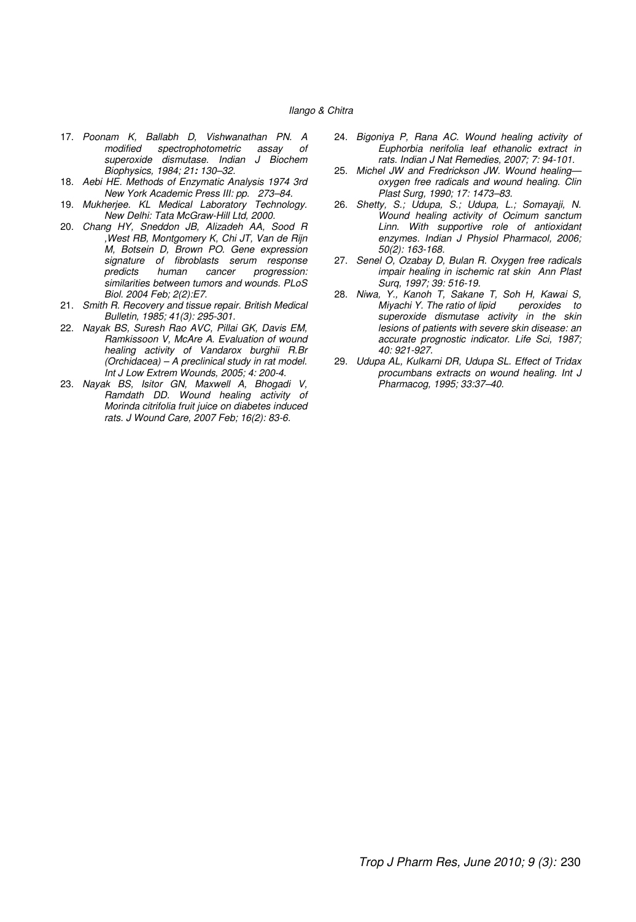17. *Poonam K, Ballabh D, Vishwanathan PN. A modified spectrophotometric assay of superoxide dismutase. Indian J Biochem Biophysics, 1984; 21: 130–32.*
18. *Aebi HE. Methods of Enzymatic Analysis 1974 3rd New York Academic Press III: pp. 273–84.*
19. *Mukherjee. KL Medical Laboratory Technology. New Delhi: Tata McGraw-Hill Ltd, 2000.*
20. *Chang HY, Sneddon JB, Alizadeh AA, Sood R ,West RB, Montgomery K, Chi JT, Van de Rijn M, Botsein D, Brown PO. Gene expression signature of fibroblasts serum response predicts human cancer progression: similarities between tumors and wounds. PLoS Biol. 2004 Feb; 2(2):E7.*
21. *Smith R. Recovery and tissue repair. British Medical Bulletin, 1985; 41(3): 295-301.*
22. *Nayak BS, Suresh Rao AVC, Pillai GK, Davis EM, Ramkissoon V, McAre A. Evaluation of wound healing activity of Vandarox burghii R.Br (Orchidacea) – A preclinical study in rat model. Int J Low Extrem Wounds, 2005; 4: 200-4.*
23. *Nayak BS, Isitor GN, Maxwell A, Bhogadi V, Ramdath DD. Wound healing activity of Morinda citrifolia fruit juice on diabetes induced rats. J Wound Care, 2007 Feb; 16(2): 83-6.*
24. *Bigoniya P, Rana AC. Wound healing activity of Euphorbia nerifolia leaf ethanolic extract in rats. Indian J Nat Remedies, 2007; 7: 94-101.*
25. *Michel JW and Fredrickson JW. Wound healing—oxygen free radicals and wound healing. Clin Plast Surg, 1990; 17: 1473–83.*
26. *Shetty, S.; Udupa, S.; Udupa, L.; Somayaji, N. Wound healing activity of Ocimum sanctum Linn. With supportive role of antioxidant enzymes. Indian J Physiol Pharmacol, 2006; 50(2): 163-168.*
27. *Senel O, Ozabay D, Bulan R. Oxygen free radicals impair healing in ischemic rat skin Ann Plast Surq, 1997; 39: 516-19.*
28. *Niwa, Y., Kanoh T, Sakane T, Soh H, Kawai S, Miyachi Y. The ratio of lipid peroxides to superoxide dismutase activity in the skin lesions of patients with severe skin disease: an accurate prognostic indicator. Life Sci, 1987; 40: 921-927.*
29. *Udupa AL, Kulkarni DR, Udupa SL. Effect of Tridax procumbans extracts on wound healing. Int J Pharmacog, 1995; 33:37–40.*